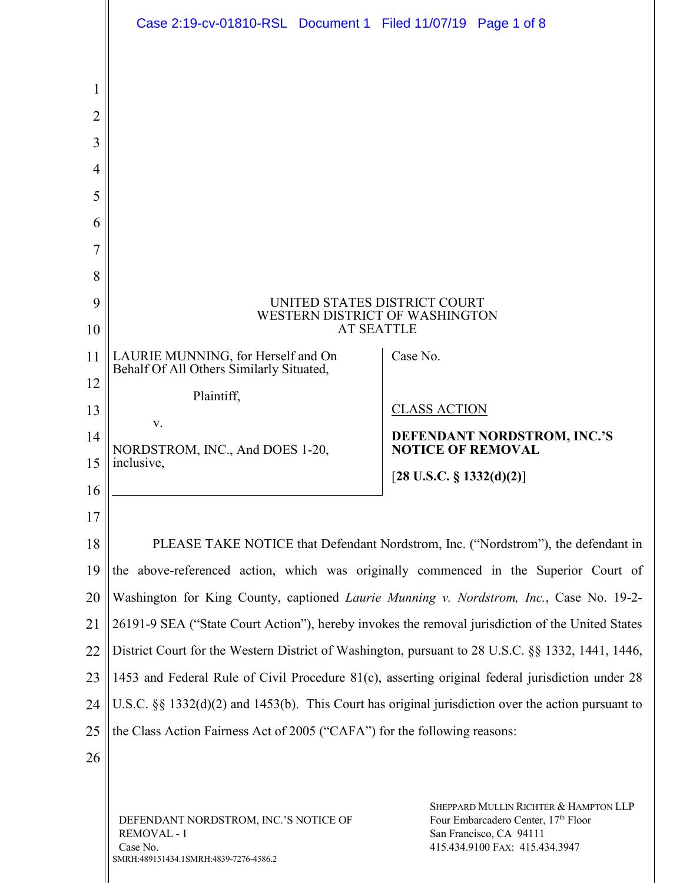UNITED STATES DISTRICT COURT
WESTERN DISTRICT OF WASHINGTON
AT SEATTLE

| | |
|---|---|
| LAURIE MUNNING, for Herself and On Behalf Of All Others Similarly Situated,<br><br>Plaintiff,<br><br>v.<br><br>NORDSTROM, INC., And DOES 1-20, inclusive, | Case No.<br><br>CLASS ACTION<br><br>**DEFENDANT NORDSTROM, INC.'S NOTICE OF REMOVAL**<br><br>[**28 U.S.C. § 1332(d)(2)**] |

PLEASE TAKE NOTICE that Defendant Nordstrom, Inc. ("Nordstrom"), the defendant in the above-referenced action, which was originally commenced in the Superior Court of Washington for King County, captioned *Laurie Munning v. Nordstrom, Inc.*, Case No. 19-2-26191-9 SEA ("State Court Action"), hereby invokes the removal jurisdiction of the United States District Court for the Western District of Washington, pursuant to 28 U.S.C. §§ 1332, 1441, 1446, 1453 and Federal Rule of Civil Procedure 81(c), asserting original federal jurisdiction under 28 U.S.C. §§ 1332(d)(2) and 1453(b). This Court has original jurisdiction over the action pursuant to the Class Action Fairness Act of 2005 ("CAFA") for the following reasons: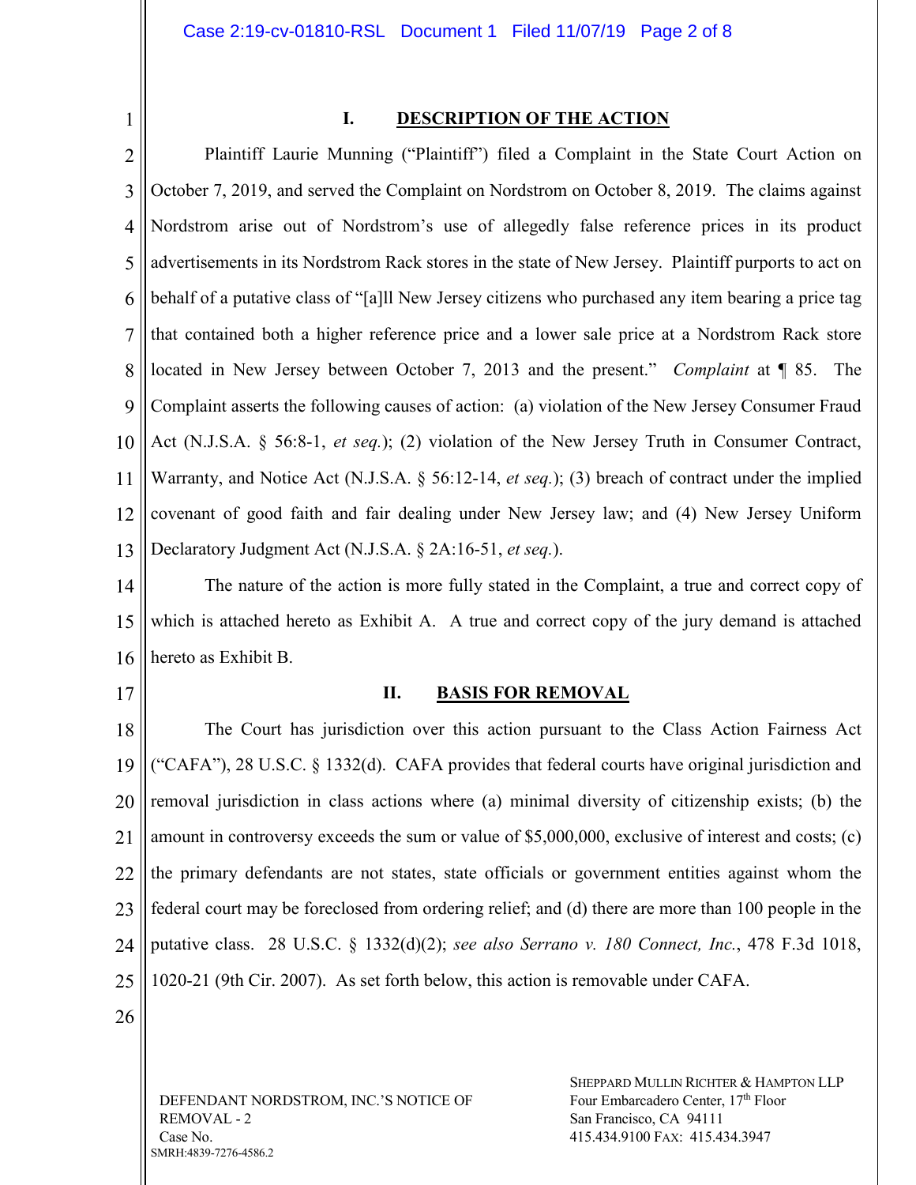## I. DESCRIPTION OF THE ACTION

Plaintiff Laurie Munning ("Plaintiff") filed a Complaint in the State Court Action on October 7, 2019, and served the Complaint on Nordstrom on October 8, 2019. The claims against Nordstrom arise out of Nordstrom's use of allegedly false reference prices in its product advertisements in its Nordstrom Rack stores in the state of New Jersey. Plaintiff purports to act on behalf of a putative class of "[a]ll New Jersey citizens who purchased any item bearing a price tag that contained both a higher reference price and a lower sale price at a Nordstrom Rack store located in New Jersey between October 7, 2013 and the present." *Complaint* at ¶ 85. The Complaint asserts the following causes of action: (a) violation of the New Jersey Consumer Fraud Act (N.J.S.A. § 56:8-1, *et seq.*); (2) violation of the New Jersey Truth in Consumer Contract, Warranty, and Notice Act (N.J.S.A. § 56:12-14, *et seq.*); (3) breach of contract under the implied covenant of good faith and fair dealing under New Jersey law; and (4) New Jersey Uniform Declaratory Judgment Act (N.J.S.A. § 2A:16-51, *et seq.*).

The nature of the action is more fully stated in the Complaint, a true and correct copy of which is attached hereto as Exhibit A. A true and correct copy of the jury demand is attached hereto as Exhibit B.

## II. BASIS FOR REMOVAL

The Court has jurisdiction over this action pursuant to the Class Action Fairness Act ("CAFA"), 28 U.S.C. § 1332(d). CAFA provides that federal courts have original jurisdiction and removal jurisdiction in class actions where (a) minimal diversity of citizenship exists; (b) the amount in controversy exceeds the sum or value of $5,000,000, exclusive of interest and costs; (c) the primary defendants are not states, state officials or government entities against whom the federal court may be foreclosed from ordering relief; and (d) there are more than 100 people in the putative class. 28 U.S.C. § 1332(d)(2); *see also Serrano v. 180 Connect, Inc.*, 478 F.3d 1018, 1020-21 (9th Cir. 2007). As set forth below, this action is removable under CAFA.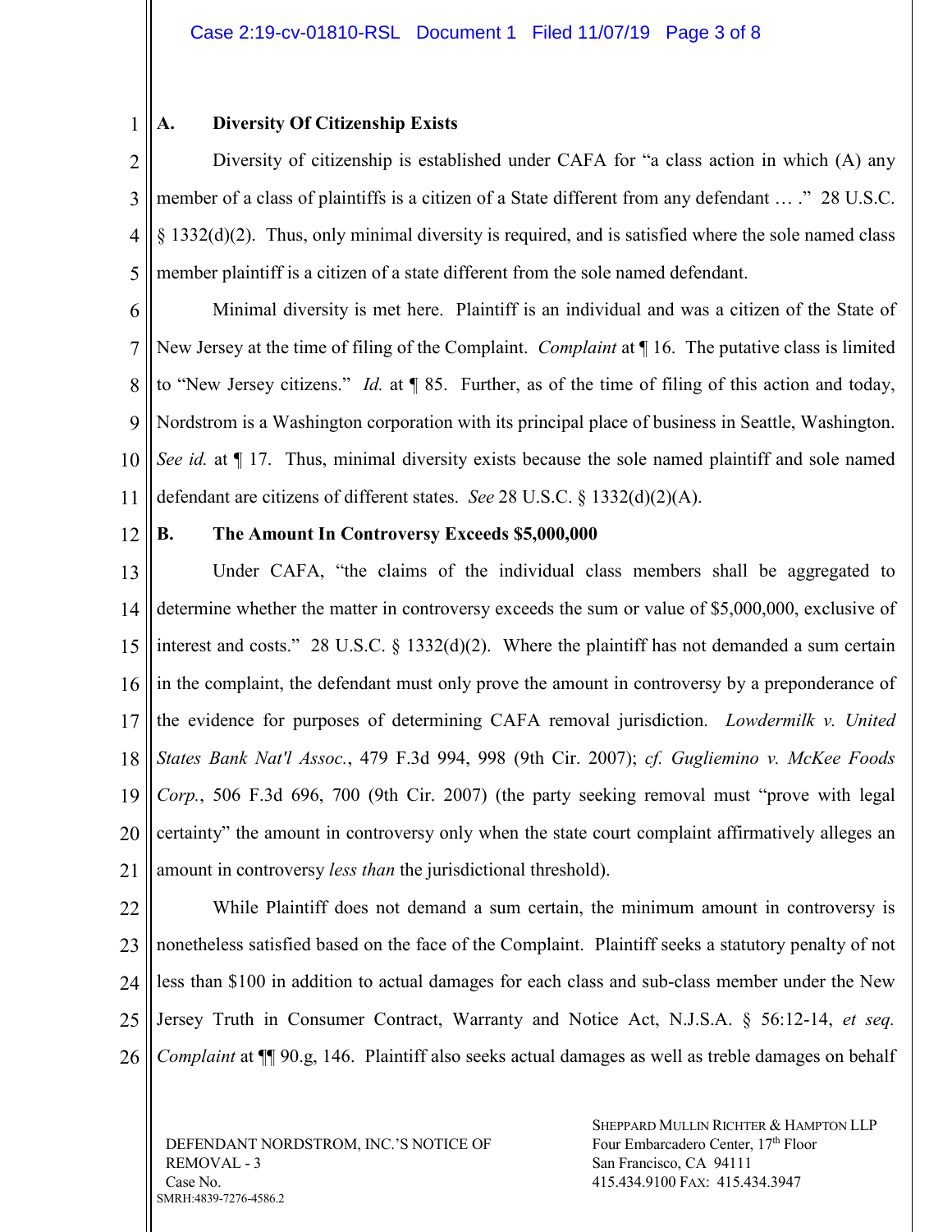### A. Diversity Of Citizenship Exists

Diversity of citizenship is established under CAFA for "a class action in which (A) any member of a class of plaintiffs is a citizen of a State different from any defendant … ." 28 U.S.C. § 1332(d)(2). Thus, only minimal diversity is required, and is satisfied where the sole named class member plaintiff is a citizen of a state different from the sole named defendant.

Minimal diversity is met here. Plaintiff is an individual and was a citizen of the State of New Jersey at the time of filing of the Complaint. *Complaint* at ¶ 16. The putative class is limited to "New Jersey citizens." *Id.* at ¶ 85. Further, as of the time of filing of this action and today, Nordstrom is a Washington corporation with its principal place of business in Seattle, Washington. *See id.* at ¶ 17. Thus, minimal diversity exists because the sole named plaintiff and sole named defendant are citizens of different states. *See* 28 U.S.C. § 1332(d)(2)(A).

### B. The Amount In Controversy Exceeds $5,000,000

Under CAFA, "the claims of the individual class members shall be aggregated to determine whether the matter in controversy exceeds the sum or value of $5,000,000, exclusive of interest and costs." 28 U.S.C. § 1332(d)(2). Where the plaintiff has not demanded a sum certain in the complaint, the defendant must only prove the amount in controversy by a preponderance of the evidence for purposes of determining CAFA removal jurisdiction. *Lowdermilk v. United States Bank Nat'l Assoc.*, 479 F.3d 994, 998 (9th Cir. 2007); *cf. Gugliemino v. McKee Foods Corp.*, 506 F.3d 696, 700 (9th Cir. 2007) (the party seeking removal must "prove with legal certainty" the amount in controversy only when the state court complaint affirmatively alleges an amount in controversy *less than* the jurisdictional threshold).

While Plaintiff does not demand a sum certain, the minimum amount in controversy is nonetheless satisfied based on the face of the Complaint. Plaintiff seeks a statutory penalty of not less than $100 in addition to actual damages for each class and sub-class member under the New Jersey Truth in Consumer Contract, Warranty and Notice Act, N.J.S.A. § 56:12-14, *et seq.* *Complaint* at ¶¶ 90.g, 146. Plaintiff also seeks actual damages as well as treble damages on behalf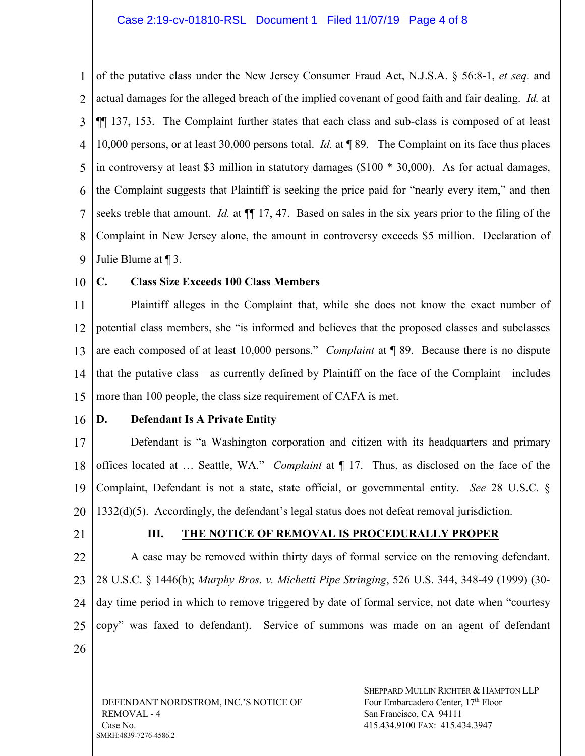of the putative class under the New Jersey Consumer Fraud Act, N.J.S.A. § 56:8-1, *et seq.* and actual damages for the alleged breach of the implied covenant of good faith and fair dealing. *Id.* at ¶¶ 137, 153. The Complaint further states that each class and sub-class is composed of at least 10,000 persons, or at least 30,000 persons total. *Id.* at ¶ 89. The Complaint on its face thus places in controversy at least $3 million in statutory damages ($100 * 30,000). As for actual damages, the Complaint suggests that Plaintiff is seeking the price paid for "nearly every item," and then seeks treble that amount. *Id.* at ¶¶ 17, 47. Based on sales in the six years prior to the filing of the Complaint in New Jersey alone, the amount in controversy exceeds $5 million. Declaration of Julie Blume at ¶ 3.

**C. Class Size Exceeds 100 Class Members**

Plaintiff alleges in the Complaint that, while she does not know the exact number of potential class members, she "is informed and believes that the proposed classes and subclasses are each composed of at least 10,000 persons." *Complaint* at ¶ 89. Because there is no dispute that the putative class—as currently defined by Plaintiff on the face of the Complaint—includes more than 100 people, the class size requirement of CAFA is met.

**D. Defendant Is A Private Entity**

Defendant is "a Washington corporation and citizen with its headquarters and primary offices located at … Seattle, WA." *Complaint* at ¶ 17. Thus, as disclosed on the face of the Complaint, Defendant is not a state, state official, or governmental entity. *See* 28 U.S.C. § 1332(d)(5). Accordingly, the defendant's legal status does not defeat removal jurisdiction.

## III. THE NOTICE OF REMOVAL IS PROCEDURALLY PROPER

A case may be removed within thirty days of formal service on the removing defendant. 28 U.S.C. § 1446(b); *Murphy Bros. v. Michetti Pipe Stringing*, 526 U.S. 344, 348-49 (1999) (30-day time period in which to remove triggered by date of formal service, not date when "courtesy copy" was faxed to defendant). Service of summons was made on an agent of defendant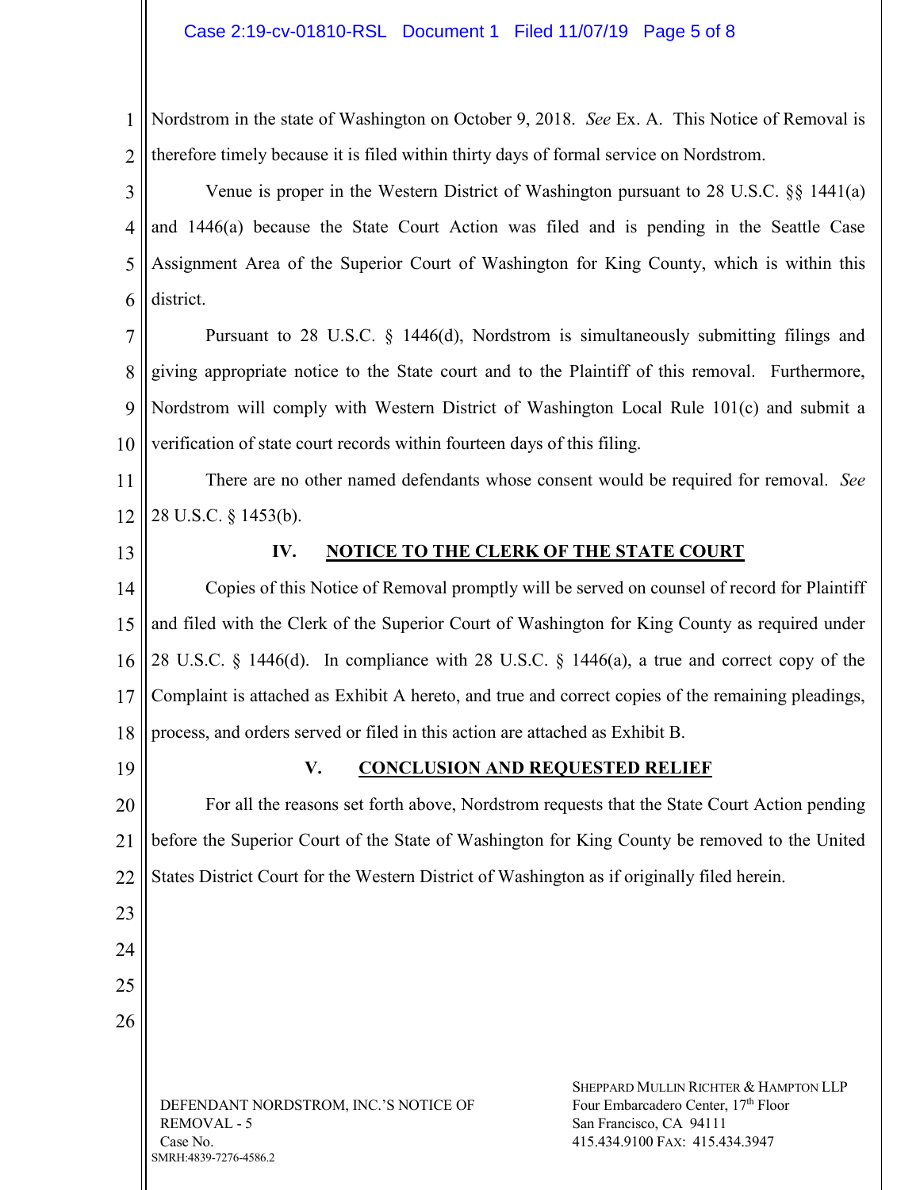Nordstrom in the state of Washington on October 9, 2018. *See* Ex. A. This Notice of Removal is therefore timely because it is filed within thirty days of formal service on Nordstrom.

Venue is proper in the Western District of Washington pursuant to 28 U.S.C. §§ 1441(a) and 1446(a) because the State Court Action was filed and is pending in the Seattle Case Assignment Area of the Superior Court of Washington for King County, which is within this district.

Pursuant to 28 U.S.C. § 1446(d), Nordstrom is simultaneously submitting filings and giving appropriate notice to the State court and to the Plaintiff of this removal. Furthermore, Nordstrom will comply with Western District of Washington Local Rule 101(c) and submit a verification of state court records within fourteen days of this filing.

There are no other named defendants whose consent would be required for removal. *See* 28 U.S.C. § 1453(b).

## IV. NOTICE TO THE CLERK OF THE STATE COURT

Copies of this Notice of Removal promptly will be served on counsel of record for Plaintiff and filed with the Clerk of the Superior Court of Washington for King County as required under 28 U.S.C. § 1446(d). In compliance with 28 U.S.C. § 1446(a), a true and correct copy of the Complaint is attached as Exhibit A hereto, and true and correct copies of the remaining pleadings, process, and orders served or filed in this action are attached as Exhibit B.

## V. CONCLUSION AND REQUESTED RELIEF

For all the reasons set forth above, Nordstrom requests that the State Court Action pending before the Superior Court of the State of Washington for King County be removed to the United States District Court for the Western District of Washington as if originally filed herein.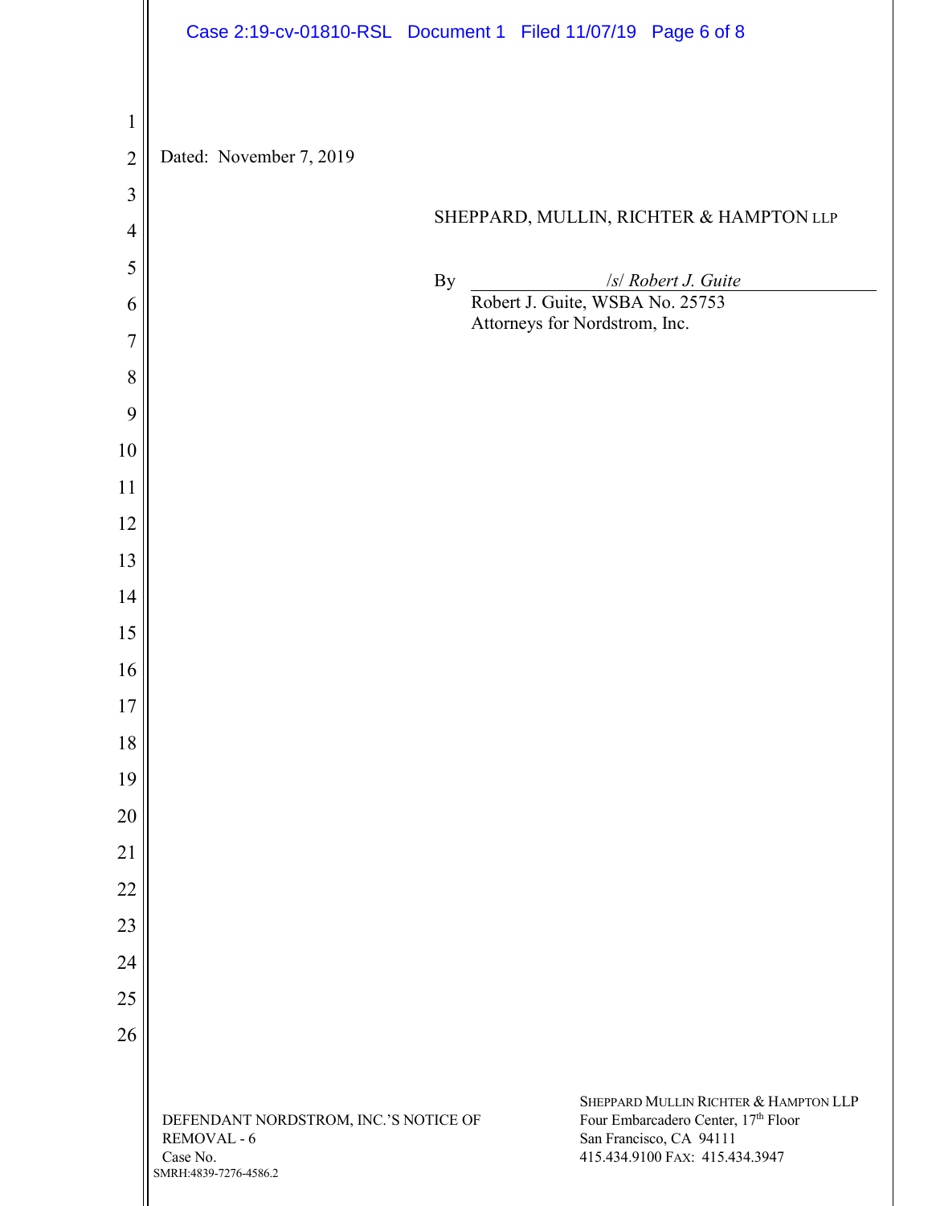Dated: November 7, 2019

SHEPPARD, MULLIN, RICHTER & HAMPTON LLP

By /s/ *Robert J. Guite*
Robert J. Guite, WSBA No. 25753
Attorneys for Nordstrom, Inc.